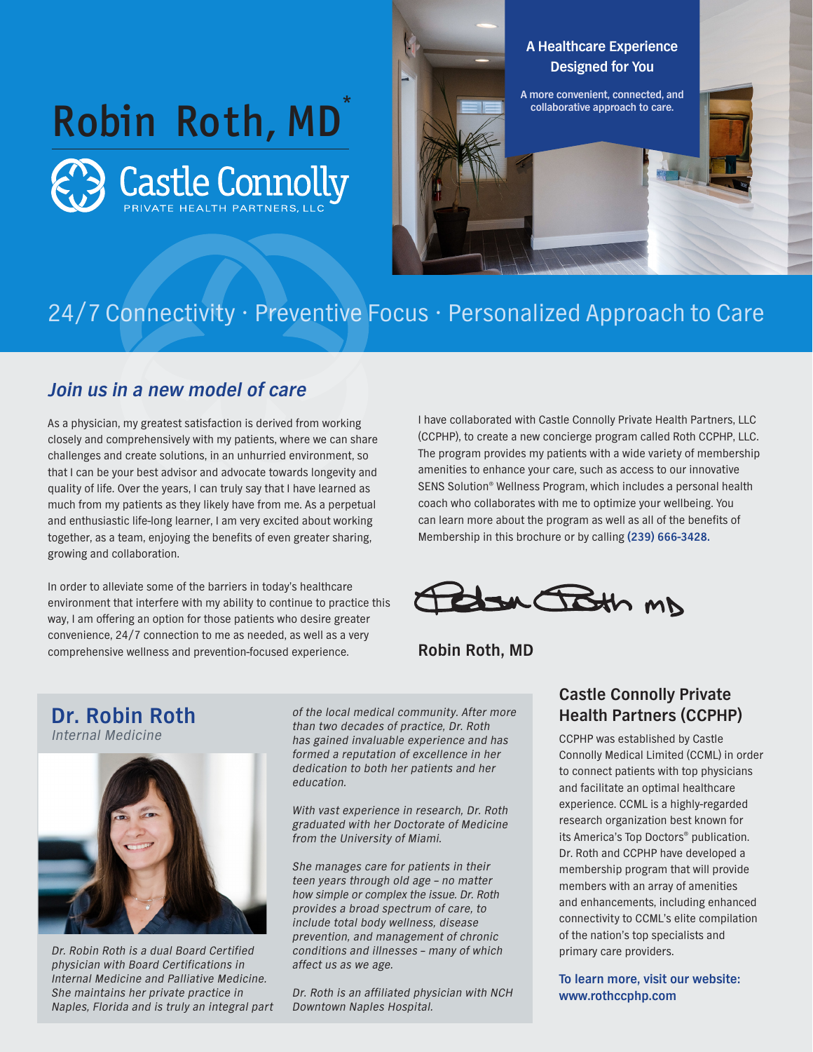# Robin Roth, MD*

Castle Connolly
PRIVATE HEALTH PARTNERS, LLC

**A Healthcare Experience Designed for You**

A more convenient, connected, and collaborative approach to care.

## 24/7 Connectivity · Preventive Focus · Personalized Approach to Care

### *Join us in a new model of care*

As a physician, my greatest satisfaction is derived from working closely and comprehensively with my patients, where we can share challenges and create solutions, in an unhurried environment, so that I can be your best advisor and advocate towards longevity and quality of life. Over the years, I can truly say that I have learned as much from my patients as they likely have from me. As a perpetual and enthusiastic life-long learner, I am very excited about working together, as a team, enjoying the benefits of even greater sharing, growing and collaboration.

In order to alleviate some of the barriers in today's healthcare environment that interfere with my ability to continue to practice this way, I am offering an option for those patients who desire greater convenience, 24/7 connection to me as needed, as well as a very comprehensive wellness and prevention-focused experience.

I have collaborated with Castle Connolly Private Health Partners, LLC (CCPHP), to create a new concierge program called Roth CCPHP, LLC. The program provides my patients with a wide variety of membership amenities to enhance your care, such as access to our innovative SENS Solution® Wellness Program, which includes a personal health coach who collaborates with me to optimize your wellbeing. You can learn more about the program as well as all of the benefits of Membership in this brochure or by calling **(239) 666-3428.**

**Robin Roth, MD**

## Dr. Robin Roth

*Internal Medicine*

*Dr. Robin Roth is a dual Board Certified physician with Board Certifications in Internal Medicine and Palliative Medicine. She maintains her private practice in Naples, Florida and is truly an integral part of the local medical community. After more than two decades of practice, Dr. Roth has gained invaluable experience and has formed a reputation of excellence in her dedication to both her patients and her education.*

*With vast experience in research, Dr. Roth graduated with her Doctorate of Medicine from the University of Miami.*

*She manages care for patients in their teen years through old age – no matter how simple or complex the issue. Dr. Roth provides a broad spectrum of care, to include total body wellness, disease prevention, and management of chronic conditions and illnesses – many of which affect us as we age.*

*Dr. Roth is an affiliated physician with NCH Downtown Naples Hospital.*

## Castle Connolly Private Health Partners (CCPHP)

CCPHP was established by Castle Connolly Medical Limited (CCML) in order to connect patients with top physicians and facilitate an optimal healthcare experience. CCML is a highly-regarded research organization best known for its America's Top Doctors® publication. Dr. Roth and CCPHP have developed a membership program that will provide members with an array of amenities and enhancements, including enhanced connectivity to CCML's elite compilation of the nation's top specialists and primary care providers.

**To learn more, visit our website: www.rothccphp.com**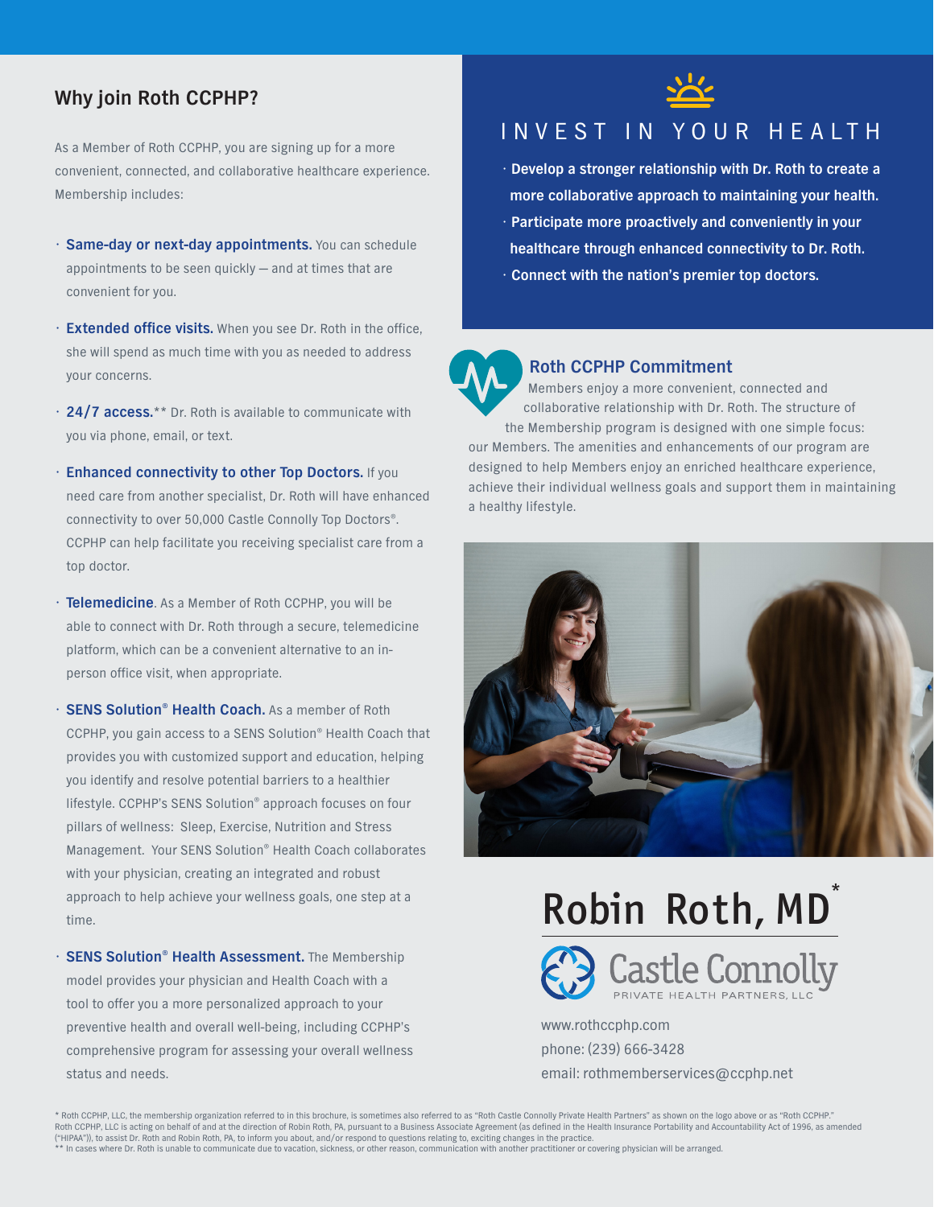## Why join Roth CCPHP?

As a Member of Roth CCPHP, you are signing up for a more convenient, connected, and collaborative healthcare experience. Membership includes:

- **Same-day or next-day appointments.** You can schedule appointments to be seen quickly — and at times that are convenient for you.
- **Extended office visits.** When you see Dr. Roth in the office, she will spend as much time with you as needed to address your concerns.
- **24/7 access.**** Dr. Roth is available to communicate with you via phone, email, or text.
- **Enhanced connectivity to other Top Doctors.** If you need care from another specialist, Dr. Roth will have enhanced connectivity to over 50,000 Castle Connolly Top Doctors®. CCPHP can help facilitate you receiving specialist care from a top doctor.
- **Telemedicine**. As a Member of Roth CCPHP, you will be able to connect with Dr. Roth through a secure, telemedicine platform, which can be a convenient alternative to an in-person office visit, when appropriate.
- **SENS Solution® Health Coach.** As a member of Roth CCPHP, you gain access to a SENS Solution® Health Coach that provides you with customized support and education, helping you identify and resolve potential barriers to a healthier lifestyle. CCPHP's SENS Solution® approach focuses on four pillars of wellness: Sleep, Exercise, Nutrition and Stress Management. Your SENS Solution® Health Coach collaborates with your physician, creating an integrated and robust approach to help achieve your wellness goals, one step at a time.
- **SENS Solution® Health Assessment.** The Membership model provides your physician and Health Coach with a tool to offer you a more personalized approach to your preventive health and overall well-being, including CCPHP's comprehensive program for assessing your overall wellness status and needs.

## INVEST IN YOUR HEALTH

- **Develop a stronger relationship with Dr. Roth to create a more collaborative approach to maintaining your health.**
- **Participate more proactively and conveniently in your healthcare through enhanced connectivity to Dr. Roth.**
- **Connect with the nation's premier top doctors.**

### Roth CCPHP Commitment

Members enjoy a more convenient, connected and collaborative relationship with Dr. Roth. The structure of the Membership program is designed with one simple focus: our Members. The amenities and enhancements of our program are designed to help Members enjoy an enriched healthcare experience, achieve their individual wellness goals and support them in maintaining a healthy lifestyle.

# Robin Roth, MD*

Castle Connolly
PRIVATE HEALTH PARTNERS, LLC

www.rothccphp.com
phone: (239) 666-3428
email: rothmemberservices@ccphp.net

* Roth CCPHP, LLC, the membership organization referred to in this brochure, is sometimes also referred to as "Roth Castle Connolly Private Health Partners" as shown on the logo above or as "Roth CCPHP." Roth CCPHP, LLC is acting on behalf of and at the direction of Robin Roth, PA, pursuant to a Business Associate Agreement (as defined in the Health Insurance Portability and Accountability Act of 1996, as amended ("HIPAA")), to assist Dr. Roth and Robin Roth, PA, to inform you about, and/or respond to questions relating to, exciting changes in the practice.
** In cases where Dr. Roth is unable to communicate due to vacation, sickness, or other reason, communication with another practitioner or covering physician will be arranged.